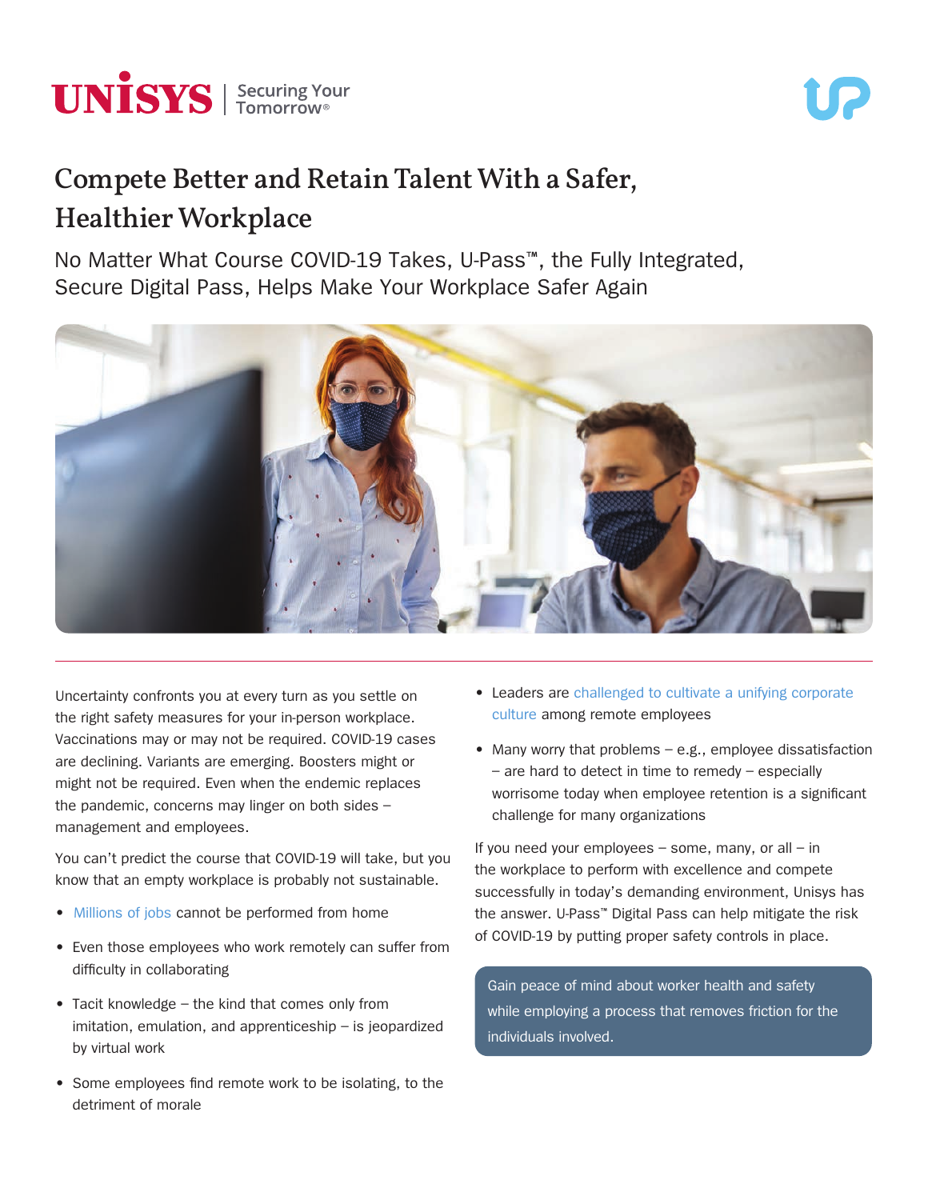# Compete Better and Retain Talent With a Safer, Healthier Workplace

## No Matter What Course COVID-19 Takes, U-Pass™, the Fully Integrated, Secure Digital Pass, Helps Make Your Workplace Safer Again

Uncertainty confronts you at every turn as you settle on the right safety measures for your in-person workplace. Vaccinations may or may not be required. COVID-19 cases are declining. Variants are emerging. Boosters might or might not be required. Even when the endemic replaces the pandemic, concerns may linger on both sides – management and employees.

You can't predict the course that COVID-19 will take, but you know that an empty workplace is probably not sustainable.

- Millions of jobs cannot be performed from home
- Even those employees who work remotely can suffer from difficulty in collaborating
- Tacit knowledge – the kind that comes only from imitation, emulation, and apprenticeship – is jeopardized by virtual work
- Some employees find remote work to be isolating, to the detriment of morale
- Leaders are challenged to cultivate a unifying corporate culture among remote employees
- Many worry that problems – e.g., employee dissatisfaction – are hard to detect in time to remedy – especially worrisome today when employee retention is a significant challenge for many organizations

If you need your employees – some, many, or all – in the workplace to perform with excellence and compete successfully in today's demanding environment, Unisys has the answer. U-Pass™ Digital Pass can help mitigate the risk of COVID-19 by putting proper safety controls in place.

> Gain peace of mind about worker health and safety while employing a process that removes friction for the individuals involved.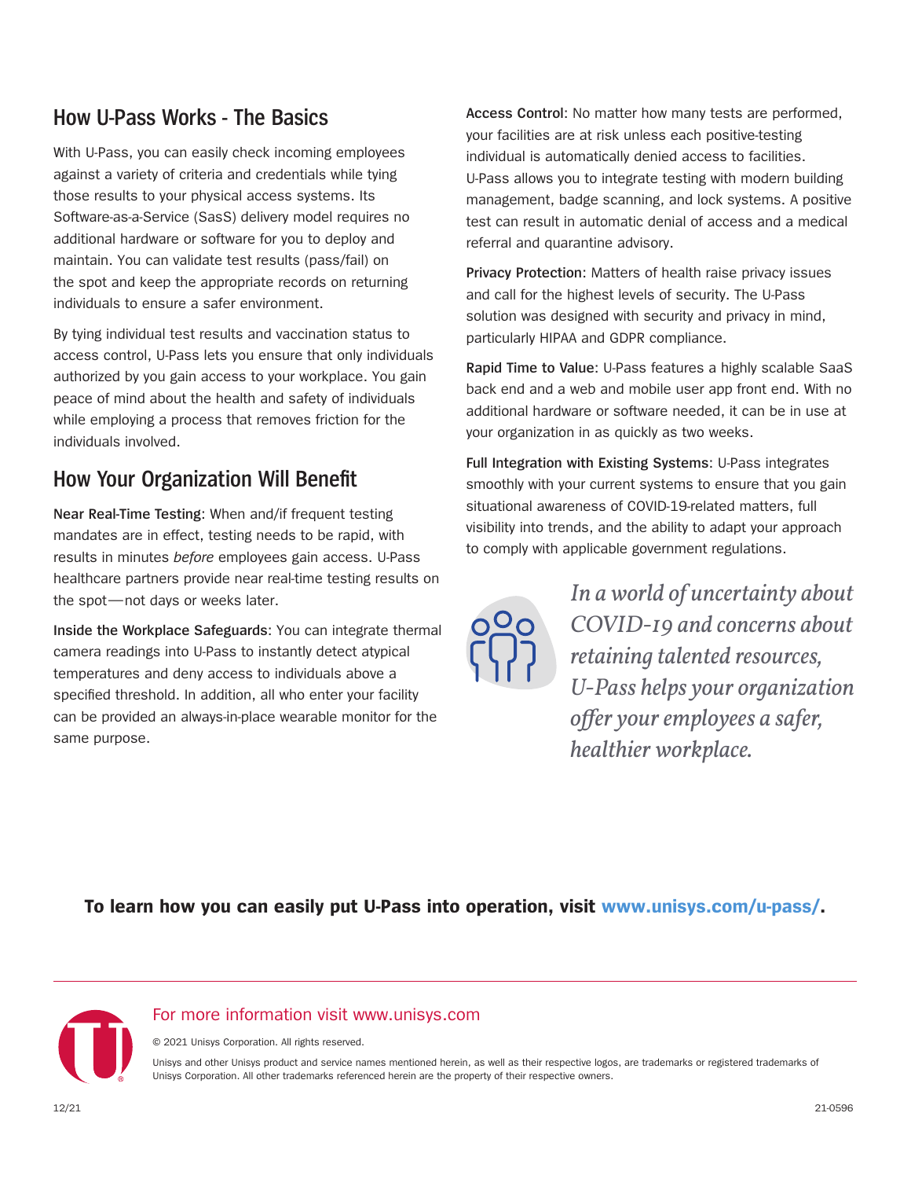## How U-Pass Works - The Basics

With U-Pass, you can easily check incoming employees against a variety of criteria and credentials while tying those results to your physical access systems. Its Software-as-a-Service (SasS) delivery model requires no additional hardware or software for you to deploy and maintain. You can validate test results (pass/fail) on the spot and keep the appropriate records on returning individuals to ensure a safer environment.

By tying individual test results and vaccination status to access control, U-Pass lets you ensure that only individuals authorized by you gain access to your workplace. You gain peace of mind about the health and safety of individuals while employing a process that removes friction for the individuals involved.

## How Your Organization Will Benefit

**Near Real-Time Testing**: When and/if frequent testing mandates are in effect, testing needs to be rapid, with results in minutes *before* employees gain access. U-Pass healthcare partners provide near real-time testing results on the spot—not days or weeks later.

**Inside the Workplace Safeguards**: You can integrate thermal camera readings into U-Pass to instantly detect atypical temperatures and deny access to individuals above a specified threshold. In addition, all who enter your facility can be provided an always-in-place wearable monitor for the same purpose.

**Access Control**: No matter how many tests are performed, your facilities are at risk unless each positive-testing individual is automatically denied access to facilities. U-Pass allows you to integrate testing with modern building management, badge scanning, and lock systems. A positive test can result in automatic denial of access and a medical referral and quarantine advisory.

**Privacy Protection**: Matters of health raise privacy issues and call for the highest levels of security. The U-Pass solution was designed with security and privacy in mind, particularly HIPAA and GDPR compliance.

**Rapid Time to Value**: U-Pass features a highly scalable SaaS back end and a web and mobile user app front end. With no additional hardware or software needed, it can be in use at your organization in as quickly as two weeks.

**Full Integration with Existing Systems**: U-Pass integrates smoothly with your current systems to ensure that you gain situational awareness of COVID-19-related matters, full visibility into trends, and the ability to adapt your approach to comply with applicable government regulations.

*In a world of uncertainty about COVID-19 and concerns about retaining talented resources, U-Pass helps your organization offer your employees a safer, healthier workplace.*

**To learn how you can easily put U-Pass into operation, visit www.unisys.com/u-pass/.**

For more information visit www.unisys.com

© 2021 Unisys Corporation. All rights reserved.

Unisys and other Unisys product and service names mentioned herein, as well as their respective logos, are trademarks or registered trademarks of Unisys Corporation. All other trademarks referenced herein are the property of their respective owners.

12/21

21-0596